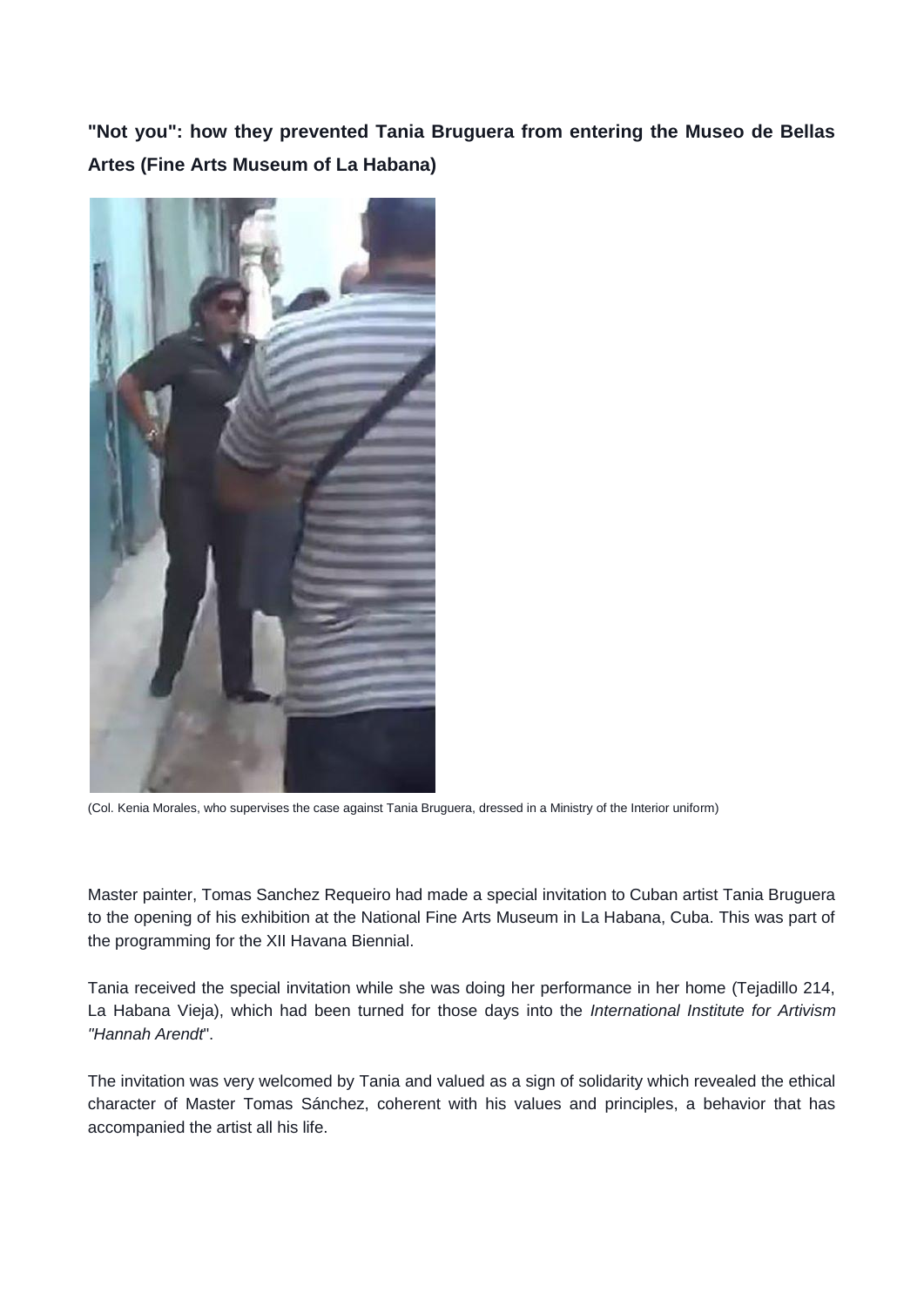**"Not you": how they prevented Tania Bruguera from entering the Museo de Bellas Artes (Fine Arts Museum of La Habana)**

(Col. Kenia Morales, who supervises the case against Tania Bruguera, dressed in a Ministry of the Interior uniform)

Master painter, Tomas Sanchez Requeiro had made a special invitation to Cuban artist Tania Bruguera to the opening of his exhibition at the National Fine Arts Museum in La Habana, Cuba. This was part of the programming for the XII Havana Biennial.

Tania received the special invitation while she was doing her performance in her home (Tejadillo 214, La Habana Vieja), which had been turned for those days into the *International Institute for Artivism "Hannah Arendt*".

The invitation was very welcomed by Tania and valued as a sign of solidarity which revealed the ethical character of Master Tomas Sánchez, coherent with his values and principles, a behavior that has accompanied the artist all his life.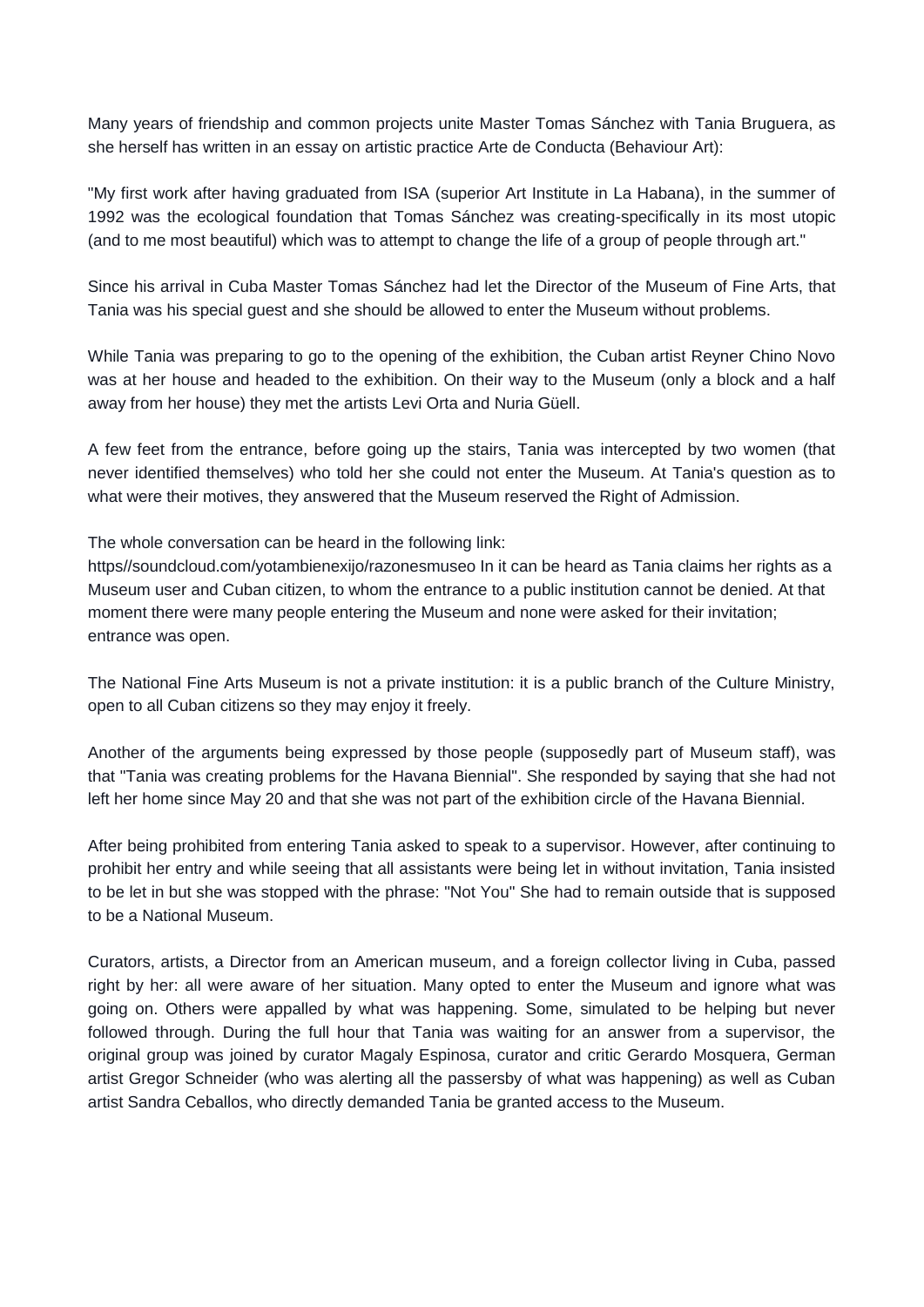Many years of friendship and common projects unite Master Tomas Sánchez with Tania Bruguera, as she herself has written in an essay on artistic practice Arte de Conducta (Behaviour Art):

"My first work after having graduated from ISA (superior Art Institute in La Habana), in the summer of 1992 was the ecological foundation that Tomas Sánchez was creating-specifically in its most utopic (and to me most beautiful) which was to attempt to change the life of a group of people through art."

Since his arrival in Cuba Master Tomas Sánchez had let the Director of the Museum of Fine Arts, that Tania was his special guest and she should be allowed to enter the Museum without problems.

While Tania was preparing to go to the opening of the exhibition, the Cuban artist Reyner Chino Novo was at her house and headed to the exhibition. On their way to the Museum (only a block and a half away from her house) they met the artists Levi Orta and Nuria Güell.

A few feet from the entrance, before going up the stairs, Tania was intercepted by two women (that never identified themselves) who told her she could not enter the Museum. At Tania's question as to what were their motives, they answered that the Museum reserved the Right of Admission.

The whole conversation can be heard in the following link: https//soundcloud.com/yotambienexijo/razonesmuseo In it can be heard as Tania claims her rights as a Museum user and Cuban citizen, to whom the entrance to a public institution cannot be denied. At that moment there were many people entering the Museum and none were asked for their invitation; entrance was open.

The National Fine Arts Museum is not a private institution: it is a public branch of the Culture Ministry, open to all Cuban citizens so they may enjoy it freely.

Another of the arguments being expressed by those people (supposedly part of Museum staff), was that "Tania was creating problems for the Havana Biennial". She responded by saying that she had not left her home since May 20 and that she was not part of the exhibition circle of the Havana Biennial.

After being prohibited from entering Tania asked to speak to a supervisor. However, after continuing to prohibit her entry and while seeing that all assistants were being let in without invitation, Tania insisted to be let in but she was stopped with the phrase: "Not You" She had to remain outside that is supposed to be a National Museum.

Curators, artists, a Director from an American museum, and a foreign collector living in Cuba, passed right by her: all were aware of her situation. Many opted to enter the Museum and ignore what was going on. Others were appalled by what was happening. Some, simulated to be helping but never followed through. During the full hour that Tania was waiting for an answer from a supervisor, the original group was joined by curator Magaly Espinosa, curator and critic Gerardo Mosquera, German artist Gregor Schneider (who was alerting all the passersby of what was happening) as well as Cuban artist Sandra Ceballos, who directly demanded Tania be granted access to the Museum.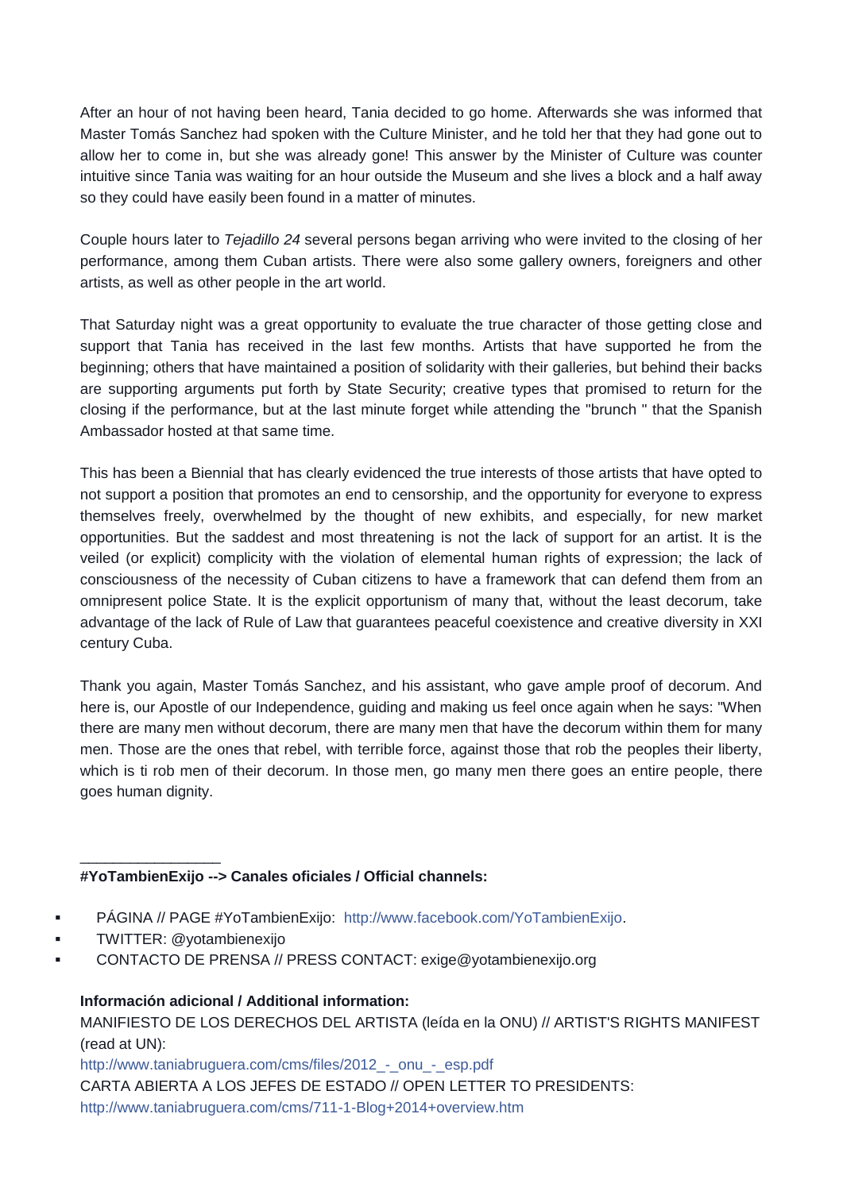After an hour of not having been heard, Tania decided to go home. Afterwards she was informed that Master Tomás Sanchez had spoken with the Culture Minister, and he told her that they had gone out to allow her to come in, but she was already gone! This answer by the Minister of Culture was counter intuitive since Tania was waiting for an hour outside the Museum and she lives a block and a half away so they could have easily been found in a matter of minutes.

Couple hours later to *Tejadillo 24* several persons began arriving who were invited to the closing of her performance, among them Cuban artists. There were also some gallery owners, foreigners and other artists, as well as other people in the art world.

That Saturday night was a great opportunity to evaluate the true character of those getting close and support that Tania has received in the last few months. Artists that have supported he from the beginning; others that have maintained a position of solidarity with their galleries, but behind their backs are supporting arguments put forth by State Security; creative types that promised to return for the closing if the performance, but at the last minute forget while attending the "brunch " that the Spanish Ambassador hosted at that same time.

This has been a Biennial that has clearly evidenced the true interests of those artists that have opted to not support a position that promotes an end to censorship, and the opportunity for everyone to express themselves freely, overwhelmed by the thought of new exhibits, and especially, for new market opportunities. But the saddest and most threatening is not the lack of support for an artist. It is the veiled (or explicit) complicity with the violation of elemental human rights of expression; the lack of consciousness of the necessity of Cuban citizens to have a framework that can defend them from an omnipresent police State. It is the explicit opportunism of many that, without the least decorum, take advantage of the lack of Rule of Law that guarantees peaceful coexistence and creative diversity in XXI century Cuba.

Thank you again, Master Tomás Sanchez, and his assistant, who gave ample proof of decorum. And here is, our Apostle of our Independence, guiding and making us feel once again when he says: "When there are many men without decorum, there are many men that have the decorum within them for many men. Those are the ones that rebel, with terrible force, against those that rob the peoples their liberty, which is ti rob men of their decorum. In those men, go many men there goes an entire people, there goes human dignity.

________________

**#YoTambienExijo --> Canales oficiales / Official channels:**

- PÁGINA // PAGE #YoTambienExijo: http://www.facebook.com/YoTambienExijo.
- TWITTER: @yotambienexijo
- CONTACTO DE PRENSA // PRESS CONTACT: exige@yotambienexijo.org

**Información adicional / Additional information:**

MANIFIESTO DE LOS DERECHOS DEL ARTISTA (leída en la ONU) // ARTIST'S RIGHTS MANIFEST (read at UN):
http://www.taniabruguera.com/cms/files/2012_-_onu_-_esp.pdf
CARTA ABIERTA A LOS JEFES DE ESTADO // OPEN LETTER TO PRESIDENTS:
http://www.taniabruguera.com/cms/711-1-Blog+2014+overview.htm